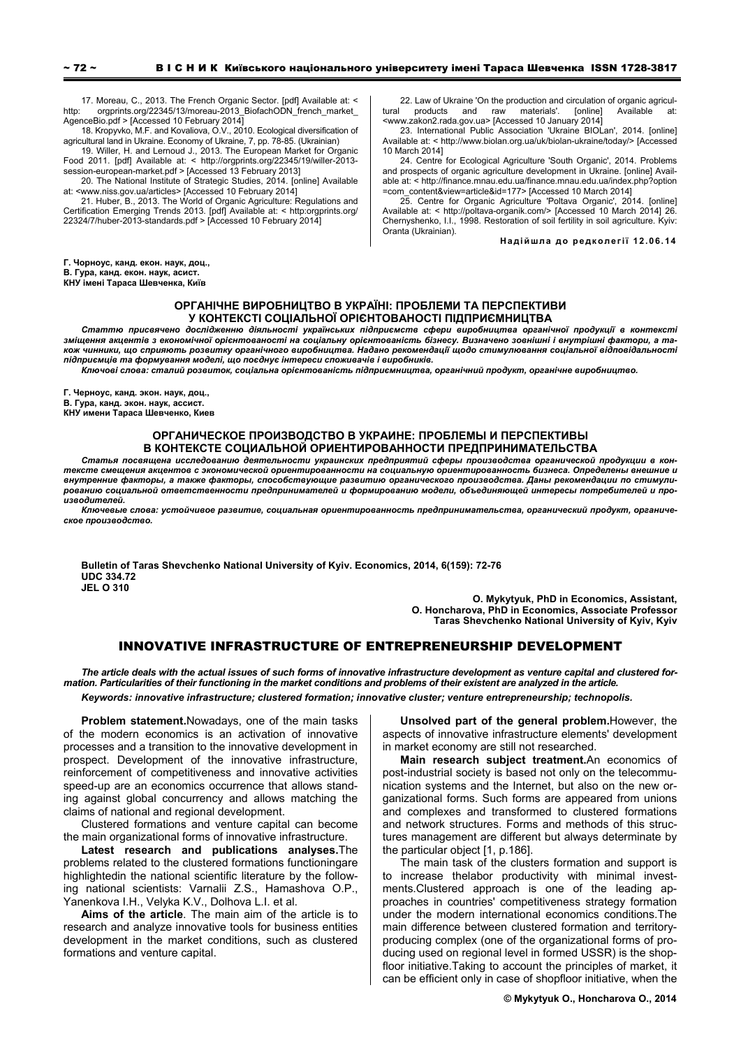17. Moreau, C., 2013. The French Organic Sector. [pdf] Available at: < http: orgprints.org/22345/13/moreau-2013_BiofachODN_french_market_AgenceBio.pdf > [Accessed 10 February 2014]

18. Kropyvko, M.F. and Kovaliova, O.V., 2010. Ecological diversification of agricultural land in Ukraine. Economy of Ukraine, 7, pp. 78-85. (Ukrainian)

19. Willer, H. and Lernoud J., 2013. The European Market for Organic Food 2011. [pdf] Available at: < http://orgprints.org/22345/19/willer-2013-session-european-market.pdf > [Accessed 13 February 2013]

20. The National Institute of Strategic Studies, 2014. [online] Available at: <www.niss.gov.ua/articles> [Accessed 10 February 2014]

21. Huber, B., 2013. The World of Organic Agriculture: Regulations and Certification Emerging Trends 2013. [pdf] Available at: < http:orgprints.org/22324/7/huber-2013-standards.pdf > [Accessed 10 February 2014]

22. Law of Ukraine 'On the production and circulation of organic agricultural products and raw materials'. [online] Available at: <www.zakon2.rada.gov.ua> [Accessed 10 January 2014]

23. International Public Association 'Ukraine BIOLan', 2014. [online] Available at: < http://www.biolan.org.ua/uk/biolan-ukraine/today/> [Accessed 10 March 2014]

24. Centre for Ecological Agriculture 'South Organic', 2014. Problems and prospects of organic agriculture development in Ukraine. [online] Available at: < http://finance.mnau.edu.ua/finance.mnau.edu.ua/index.php?option=com_content&view=article&id=177> [Accessed 10 March 2014]

25. Centre for Organic Agriculture 'Poltava Organic', 2014. [online] Available at: < http://poltava-organik.com/> [Accessed 10 March 2014] 26. Chernyshenko, I.I., 1998. Restoration of soil fertility in soil agriculture. Kyiv: Oranta (Ukrainian).

**Надійшла до редколегії 12.06.14**

**Г. Чорноус, канд. екон. наук, доц.,**
**В. Гура, канд. екон. наук, асист.**
**КНУ імені Тараса Шевченка, Київ**

## ОРГАНІЧНЕ ВИРОБНИЦТВО В УКРАЇНІ: ПРОБЛЕМИ ТА ПЕРСПЕКТИВИ У КОНТЕКСТІ СОЦІАЛЬНОЇ ОРІЄНТОВАНОСТІ ПІДПРИЄМНИЦТВА

***Статтю присвячено дослідженню діяльності українських підприємств сфери виробництва органічної продукції в контексті зміщення акцентів з економічної орієнтованості на соціальну орієнтованість бізнесу. Визначено зовнішні і внутрішні фактори, а також чинники, що сприяють розвитку органічного виробництва. Надано рекомендації щодо стимулювання соціальної відповідальності підприємців та формування моделі, що поєднує інтереси споживачів і виробників.***

***Ключові слова: сталий розвиток, соціальна орієнтованість підприємництва, органічний продукт, органічне виробництво.***

**Г. Черноус, канд. экон. наук, доц.,**
**В. Гура, канд. экон. наук, ассист.**
**КНУ имени Тараса Шевченко, Киев**

## ОРГАНИЧЕСКОЕ ПРОИЗВОДСТВО В УКРАИНЕ: ПРОБЛЕМЫ И ПЕРСПЕКТИВЫ В КОНТЕКСТЕ СОЦИАЛЬНОЙ ОРИЕНТИРОВАННОСТИ ПРЕДПРИНИМАТЕЛЬСТВА

***Статья посвящена исследованию деятельности украинских предприятий сферы производства органической продукции в контексте смещения акцентов с экономической ориентированности на социально ориентированность бизнеса. Определены внешние и внутренние факторы, а также факторы, способствующие развитию органического производства. Даны рекомендации по стимулированию социальной ответственности предпринимателей и формированию модели, объединяющей интересы потребителей и производителей.***

***Ключевые слова: устойчивое развитие, социальная ориентированность предпринимательства, органический продукт, органическое производство.***

**Bulletin of Taras Shevchenko National University of Kyiv. Economics, 2014, 6(159): 72-76**
**UDC 334.72**
**JEL O 310**

**O. Mykytyuk, PhD in Economics, Assistant,**
**O. Honcharova, PhD in Economics, Associate Professor**
**Taras Shevchenko National University of Kyiv, Kyiv**

# INNOVATIVE INFRASTRUCTURE OF ENTREPRENEURSHIP DEVELOPMENT

***The article deals with the actual issues of such forms of innovative infrastructure development as venture capital and clustered formation. Particularities of their functioning in the market conditions and problems of their existent are analyzed in the article.***

***Keywords: innovative infrastructure; clustered formation; innovative cluster; venture entrepreneurship; technopolis.***

**Problem statement.**Nowadays, one of the main tasks of the modern economics is an activation of innovative processes and a transition to the innovative development in prospect. Development of the innovative infrastructure, reinforcement of competitiveness and innovative activities speed-up are an economics occurrence that allows standing against global concurrency and allows matching the claims of national and regional development.

Clustered formations and venture capital can become the main organizational forms of innovative infrastructure.

**Latest research and publications analyses.**The problems related to the clustered formations functioningare highlightedin the national scientific literature by the following national scientists: Varnalii Z.S., Hamashova O.P., Yanenkova I.H., Velyka K.V., Dolhova L.I. et al.

**Aims of the article**. The main aim of the article is to research and analyze innovative tools for business entities development in the market conditions, such as clustered formations and venture capital.

**Unsolved part of the general problem.**However, the aspects of innovative infrastructure elements' development in market economy are still not researched.

**Main research subject treatment.**An economics of post-industrial society is based not only on the telecommunication systems and the Internet, but also on the new organizational forms. Such forms are appeared from unions and complexes and transformed to clustered formations and network structures. Forms and methods of this structures management are different but always determinate by the particular object [1, p.186].

The main task of the clusters formation and support is to increase thelabor productivity with minimal investments.Clustered approach is one of the leading approaches in countries' competitiveness strategy formation under the modern international economics conditions.The main difference between clustered formation and territory-producing complex (one of the organizational forms of producing used on regional level in formed USSR) is the shopfloor initiative.Taking to account the principles of market, it can be efficient only in case of shopfloor initiative, when the

© Mykytyuk O., Honcharova O., 2014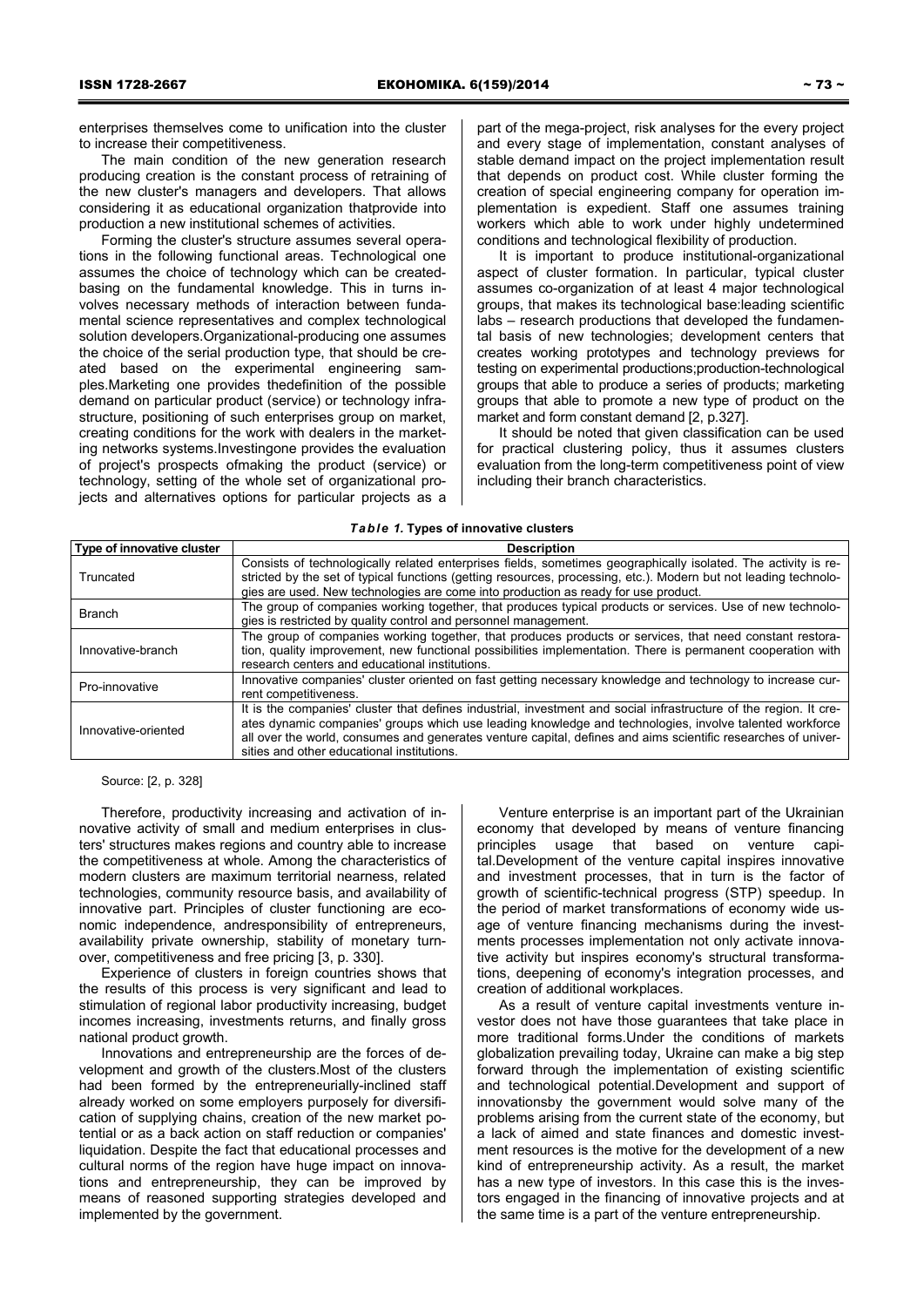enterprises themselves come to unification into the cluster to increase their competitiveness.

The main condition of the new generation research producing creation is the constant process of retraining of the new cluster's managers and developers. That allows considering it as educational organization thatprovide into production a new institutional schemes of activities.

Forming the cluster's structure assumes several operations in the following functional areas. Technological one assumes the choice of technology which can be createdbasing on the fundamental knowledge. This in turns involves necessary methods of interaction between fundamental science representatives and complex technological solution developers.Organizational-producing one assumes the choice of the serial production type, that should be created based on the experimental engineering samples.Marketing one provides thedefinition of the possible demand on particular product (service) or technology infrastructure, positioning of such enterprises group on market, creating conditions for the work with dealers in the marketing networks systems.Investingone provides the evaluation of project's prospects ofmaking the product (service) or technology, setting of the whole set of organizational projects and alternatives options for particular projects as a part of the mega-project, risk analyses for the every project and every stage of implementation, constant analyses of stable demand impact on the project implementation result that depends on product cost. While cluster forming the creation of special engineering company for operation implementation is expedient. Staff one assumes training workers which able to work under highly undetermined conditions and technological flexibility of production.

It is important to produce institutional-organizational aspect of cluster formation. In particular, typical cluster assumes co-organization of at least 4 major technological groups, that makes its technological base:leading scientific labs – research productions that developed the fundamental basis of new technologies; development centers that creates working prototypes and technology previews for testing on experimental productions;production-technological groups that able to produce a series of products; marketing groups that able to promote a new type of product on the market and form constant demand [2, p.327].

It should be noted that given classification can be used for practical clustering policy, thus it assumes clusters evaluation from the long-term competitiveness point of view including their branch characteristics.

***Table 1.* Types of innovative clusters**

| Type of innovative cluster | Description |
|---|---|
| Truncated | Consists of technologically related enterprises fields, sometimes geographically isolated. The activity is restricted by the set of typical functions (getting resources, processing, etc.). Modern but not leading technologies are used. New technologies are come into production as ready for use product. |
| Branch | The group of companies working together, that produces typical products or services. Use of new technologies is restricted by quality control and personnel management. |
| Innovative-branch | The group of companies working together, that produces products or services, that need constant restoration, quality improvement, new functional possibilities implementation. There is permanent cooperation with research centers and educational institutions. |
| Pro-innovative | Innovative companies' cluster oriented on fast getting necessary knowledge and technology to increase current competitiveness. |
| Innovative-oriented | It is the companies' cluster that defines industrial, investment and social infrastructure of the region. It creates dynamic companies' groups which use leading knowledge and technologies, involve talented workforce all over the world, consumes and generates venture capital, defines and aims scientific researches of universities and other educational institutions. |

Source: [2, p. 328]

Therefore, productivity increasing and activation of innovative activity of small and medium enterprises in clusters' structures makes regions and country able to increase the competitiveness at whole. Among the characteristics of modern clusters are maximum territorial nearness, related technologies, community resource basis, and availability of innovative part. Principles of cluster functioning are economic independence, andresponsibility of entrepreneurs, availability private ownership, stability of monetary turnover, competitiveness and free pricing [3, p. 330].

Experience of clusters in foreign countries shows that the results of this process is very significant and lead to stimulation of regional labor productivity increasing, budget incomes increasing, investments returns, and finally gross national product growth.

Innovations and entrepreneurship are the forces of development and growth of the clusters.Most of the clusters had been formed by the entrepreneurially-inclined staff already worked on some employers purposely for diversification of supplying chains, creation of the new market potential or as a back action on staff reduction or companies' liquidation. Despite the fact that educational processes and cultural norms of the region have huge impact on innovations and entrepreneurship, they can be improved by means of reasoned supporting strategies developed and implemented by the government.

Venture enterprise is an important part of the Ukrainian economy that developed by means of venture financing principles usage that based on venture capital.Development of the venture capital inspires innovative and investment processes, that in turn is the factor of growth of scientific-technical progress (STP) speedup. In the period of market transformations of economy wide usage of venture financing mechanisms during the investments processes implementation not only activate innovative activity but inspires economy's structural transformations, deepening of economy's integration processes, and creation of additional workplaces.

As a result of venture capital investments venture investor does not have those guarantees that take place in more traditional forms.Under the conditions of markets globalization prevailing today, Ukraine can make a big step forward through the implementation of existing scientific and technological potential.Development and support of innovationsby the government would solve many of the problems arising from the current state of the economy, but a lack of aimed and state finances and domestic investment resources is the motive for the development of a new kind of entrepreneurship activity. As a result, the market has a new type of investors. In this case this is the investors engaged in the financing of innovative projects and at the same time is a part of the venture entrepreneurship.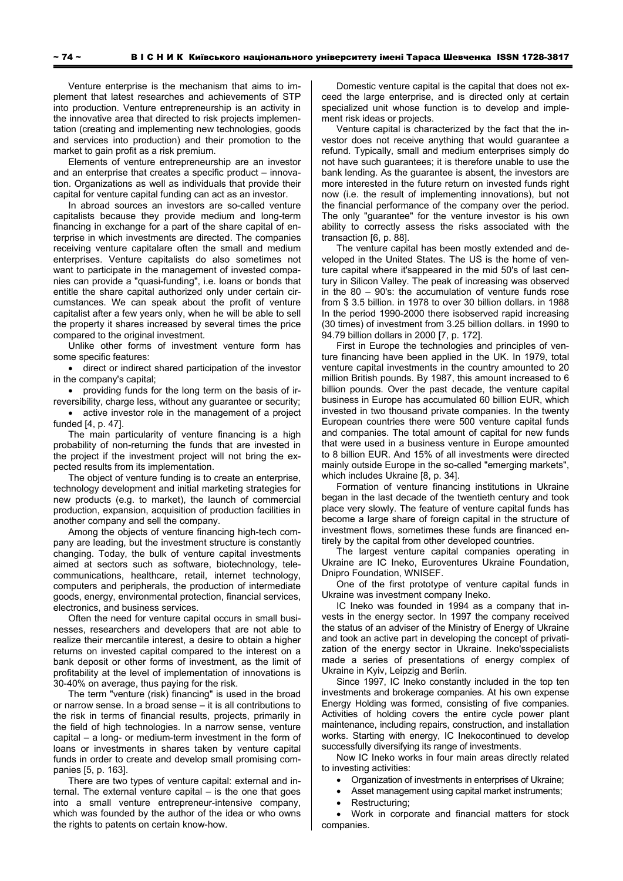Venture enterprise is the mechanism that aims to implement that latest researches and achievements of STP into production. Venture entrepreneurship is an activity in the innovative area that directed to risk projects implementation (creating and implementing new technologies, goods and services into production) and their promotion to the market to gain profit as a risk premium.

Elements of venture entrepreneurship are an investor and an enterprise that creates a specific product – innovation. Organizations as well as individuals that provide their capital for venture capital funding can act as an investor.

In abroad sources an investors are so-called venture capitalists because they provide medium and long-term financing in exchange for a part of the share capital of enterprise in which investments are directed. The companies receiving venture capitalare often the small and medium enterprises. Venture capitalists do also sometimes not want to participate in the management of invested companies can provide a "quasi-funding", i.e. loans or bonds that entitle the share capital authorized only under certain circumstances. We can speak about the profit of venture capitalist after a few years only, when he will be able to sell the property it shares increased by several times the price compared to the original investment.

Unlike other forms of investment venture form has some specific features:

- direct or indirect shared participation of the investor in the company's capital;
- providing funds for the long term on the basis of irreversibility, charge less, without any guarantee or security;
- active investor role in the management of a project funded [4, p. 47].

The main particularity of venture financing is a high probability of non-returning the funds that are invested in the project if the investment project will not bring the expected results from its implementation.

The object of venture funding is to create an enterprise, technology development and initial marketing strategies for new products (e.g. to market), the launch of commercial production, expansion, acquisition of production facilities in another company and sell the company.

Among the objects of venture financing high-tech company are leading, but the investment structure is constantly changing. Today, the bulk of venture capital investments aimed at sectors such as software, biotechnology, telecommunications, healthcare, retail, internet technology, computers and peripherals, the production of intermediate goods, energy, environmental protection, financial services, electronics, and business services.

Often the need for venture capital occurs in small businesses, researchers and developers that are not able to realize their mercantile interest, a desire to obtain a higher returns on invested capital compared to the interest on a bank deposit or other forms of investment, as the limit of profitability at the level of implementation of innovations is 30-40% on average, thus paying for the risk.

The term "venture (risk) financing" is used in the broad or narrow sense. In a broad sense – it is all contributions to the risk in terms of financial results, projects, primarily in the field of high technologies. In a narrow sense, venture capital – a long- or medium-term investment in the form of loans or investments in shares taken by venture capital funds in order to create and develop small promising companies [5, p. 163].

There are two types of venture capital: external and internal. The external venture capital – is the one that goes into a small venture entrepreneur-intensive company, which was founded by the author of the idea or who owns the rights to patents on certain know-how.

Domestic venture capital is the capital that does not exceed the large enterprise, and is directed only at certain specialized unit whose function is to develop and implement risk ideas or projects.

Venture capital is characterized by the fact that the investor does not receive anything that would guarantee a refund. Typically, small and medium enterprises simply do not have such guarantees; it is therefore unable to use the bank lending. As the guarantee is absent, the investors are more interested in the future return on invested funds right now (i.e. the result of implementing innovations), but not the financial performance of the company over the period. The only "guarantee" for the venture investor is his own ability to correctly assess the risks associated with the transaction [6, p. 88].

The venture capital has been mostly extended and developed in the United States. The US is the home of venture capital where it'sappeared in the mid 50's of last century in Silicon Valley. The peak of increasing was observed in the 80 – 90's: the accumulation of venture funds rose from $ 3.5 billion. in 1978 to over 30 billion dollars. in 1988 In the period 1990-2000 there isobserved rapid increasing (30 times) of investment from 3.25 billion dollars. in 1990 to 94.79 billion dollars in 2000 [7, p. 172].

First in Europe the technologies and principles of venture financing have been applied in the UK. In 1979, total venture capital investments in the country amounted to 20 million British pounds. By 1987, this amount increased to 6 billion pounds. Over the past decade, the venture capital business in Europe has accumulated 60 billion EUR, which invested in two thousand private companies. In the twenty European countries there were 500 venture capital funds and companies. The total amount of capital for new funds that were used in a business venture in Europe amounted to 8 billion EUR. And 15% of all investments were directed mainly outside Europe in the so-called "emerging markets", which includes Ukraine [8, p. 34].

Formation of venture financing institutions in Ukraine began in the last decade of the twentieth century and took place very slowly. The feature of venture capital funds has become a large share of foreign capital in the structure of investment flows, sometimes these funds are financed entirely by the capital from other developed countries.

The largest venture capital companies operating in Ukraine are IC Ineko, Euroventures Ukraine Foundation, Dnipro Foundation, WNISEF.

One of the first prototype of venture capital funds in Ukraine was investment company Ineko.

IC Ineko was founded in 1994 as a company that invests in the energy sector. In 1997 the company received the status of an adviser of the Ministry of Energy of Ukraine and took an active part in developing the concept of privatization of the energy sector in Ukraine. Ineko'sspecialists made a series of presentations of energy complex of Ukraine in Kyiv, Leipzig and Berlin.

Since 1997, IC Ineko constantly included in the top ten investments and brokerage companies. At his own expense Energy Holding was formed, consisting of five companies. Activities of holding covers the entire cycle power plant maintenance, including repairs, construction, and installation works. Starting with energy, IC Inekocontinued to develop successfully diversifying its range of investments.

Now IC Ineko works in four main areas directly related to investing activities:

- Organization of investments in enterprises of Ukraine;
- Asset management using capital market instruments;
- Restructuring;
- Work in corporate and financial matters for stock companies.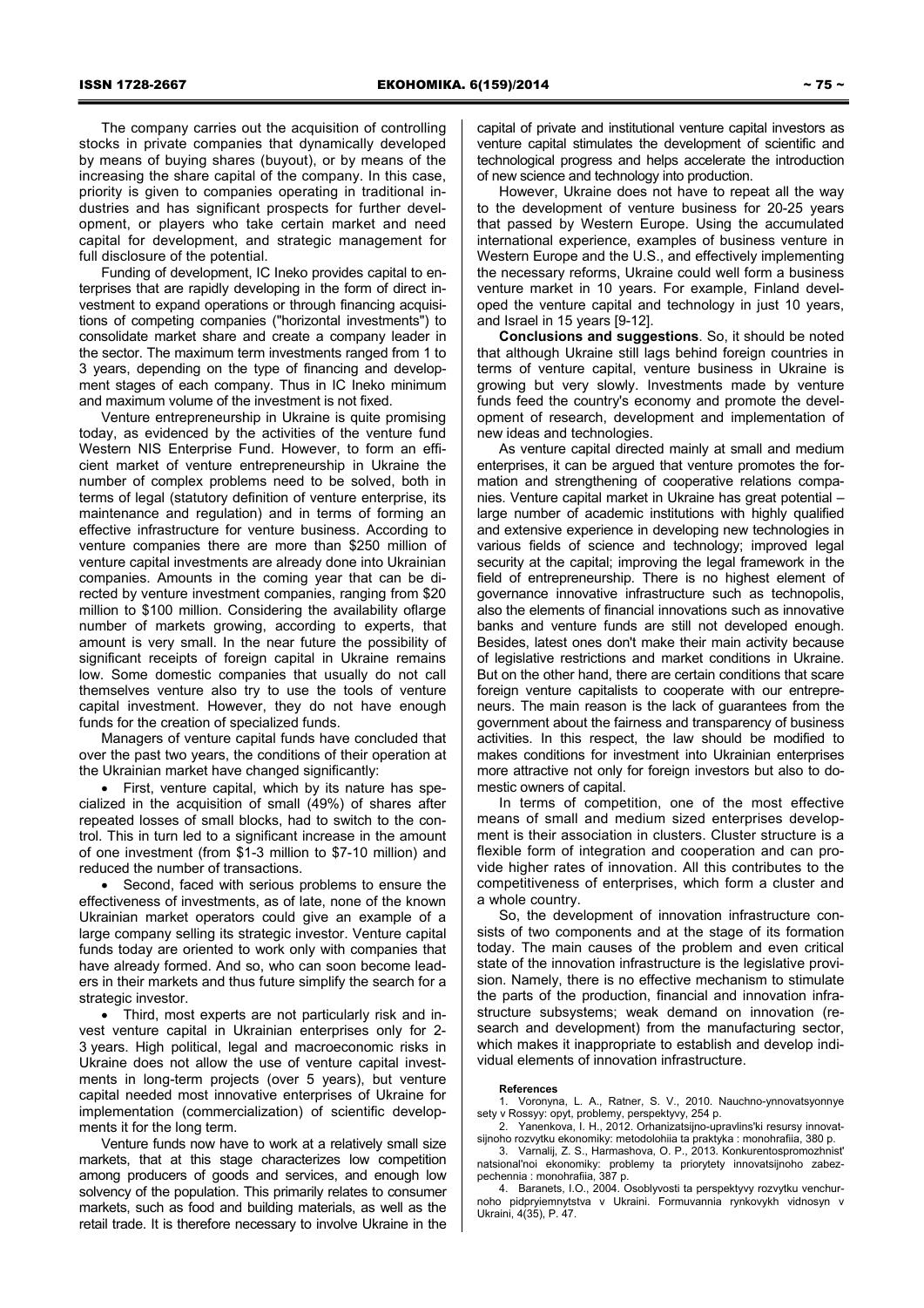The company carries out the acquisition of controlling stocks in private companies that dynamically developed by means of buying shares (buyout), or by means of the increasing the share capital of the company. In this case, priority is given to companies operating in traditional industries and has significant prospects for further development, or players who take certain market and need capital for development, and strategic management for full disclosure of the potential.

Funding of development, IC Ineko provides capital to enterprises that are rapidly developing in the form of direct investment to expand operations or through financing acquisitions of competing companies ("horizontal investments") to consolidate market share and create a company leader in the sector. The maximum term investments ranged from 1 to 3 years, depending on the type of financing and development stages of each company. Thus in IC Ineko minimum and maximum volume of the investment is not fixed.

Venture entrepreneurship in Ukraine is quite promising today, as evidenced by the activities of the venture fund Western NIS Enterprise Fund. However, to form an efficient market of venture entrepreneurship in Ukraine the number of complex problems need to be solved, both in terms of legal (statutory definition of venture enterprise, its maintenance and regulation) and in terms of forming an effective infrastructure for venture business. According to venture companies there are more than $250 million of venture capital investments are already done into Ukrainian companies. Amounts in the coming year that can be directed by venture investment companies, ranging from $20 million to $100 million. Considering the availability oflarge number of markets growing, according to experts, that amount is very small. In the near future the possibility of significant receipts of foreign capital in Ukraine remains low. Some domestic companies that usually do not call themselves venture also try to use the tools of venture capital investment. However, they do not have enough funds for the creation of specialized funds.

Managers of venture capital funds have concluded that over the past two years, the conditions of their operation at the Ukrainian market have changed significantly:

- First, venture capital, which by its nature has specialized in the acquisition of small (49%) of shares after repeated losses of small blocks, had to switch to the control. This in turn led to a significant increase in the amount of one investment (from $1-3 million to $7-10 million) and reduced the number of transactions.
- Second, faced with serious problems to ensure the effectiveness of investments, as of late, none of the known Ukrainian market operators could give an example of a large company selling its strategic investor. Venture capital funds today are oriented to work only with companies that have already formed. And so, who can soon become leaders in their markets and thus future simplify the search for a strategic investor.
- Third, most experts are not particularly risk and invest venture capital in Ukrainian enterprises only for 2-3 years. High political, legal and macroeconomic risks in Ukraine does not allow the use of venture capital investments in long-term projects (over 5 years), but venture capital needed most innovative enterprises of Ukraine for implementation (commercialization) of scientific developments it for the long term.

Venture funds now have to work at a relatively small size markets, that at this stage characterizes low competition among producers of goods and services, and enough low solvency of the population. This primarily relates to consumer markets, such as food and building materials, as well as the retail trade. It is therefore necessary to involve Ukraine in the capital of private and institutional venture capital investors as venture capital stimulates the development of scientific and technological progress and helps accelerate the introduction of new science and technology into production.

However, Ukraine does not have to repeat all the way to the development of venture business for 20-25 years that passed by Western Europe. Using the accumulated international experience, examples of business venture in Western Europe and the U.S., and effectively implementing the necessary reforms, Ukraine could well form a business venture market in 10 years. For example, Finland developed the venture capital and technology in just 10 years, and Israel in 15 years [9-12].

**Conclusions and suggestions**. So, it should be noted that although Ukraine still lags behind foreign countries in terms of venture capital, venture business in Ukraine is growing but very slowly. Investments made by venture funds feed the country's economy and promote the development of research, development and implementation of new ideas and technologies.

As venture capital directed mainly at small and medium enterprises, it can be argued that venture promotes the formation and strengthening of cooperative relations companies. Venture capital market in Ukraine has great potential – large number of academic institutions with highly qualified and extensive experience in developing new technologies in various fields of science and technology; improved legal security at the capital; improving the legal framework in the field of entrepreneurship. There is no highest element of governance innovative infrastructure such as technopolis, also the elements of financial innovations such as innovative banks and venture funds are still not developed enough. Besides, latest ones don't make their main activity because of legislative restrictions and market conditions in Ukraine. But on the other hand, there are certain conditions that scare foreign venture capitalists to cooperate with our entrepreneurs. The main reason is the lack of guarantees from the government about the fairness and transparency of business activities. In this respect, the law should be modified to makes conditions for investment into Ukrainian enterprises more attractive not only for foreign investors but also to domestic owners of capital.

In terms of competition, one of the most effective means of small and medium sized enterprises development is their association in clusters. Cluster structure is a flexible form of integration and cooperation and can provide higher rates of innovation. All this contributes to the competitiveness of enterprises, which form a cluster and a whole country.

So, the development of innovation infrastructure consists of two components and at the stage of its formation today. The main causes of the problem and even critical state of the innovation infrastructure is the legislative provision. Namely, there is no effective mechanism to stimulate the parts of the production, financial and innovation infrastructure subsystems; weak demand on innovation (research and development) from the manufacturing sector, which makes it inappropriate to establish and develop individual elements of innovation infrastructure.

**References**

1. Voronyna, L. A., Ratner, S. V., 2010. Nauchno-ynnovatsyonnye sety v Rossyy: opyt, problemy, perspektyvy, 254 p.
2. Yanenkova, I. H., 2012. Orhanizatsijno-upravlins'ki resursy innovatsijnoho rozvytku ekonomiky: metodolohiia ta praktyka : monohrafiia, 380 p.
3. Varnalij, Z. S., Harmashova, O. P., 2013. Konkurentospromozhnist' natsional'noi ekonomiky: problemy ta priorytety innovatsijnoho zabezpechennia : monohrafiia, 387 p.
4. Baranets, I.O., 2004. Osoblyvosti ta perspektyvy rozvytku venchurnoho pidpryiemnytstva v Ukraini. Formuvannia rynkovykh vidnosyn v Ukraini, 4(35), P. 47.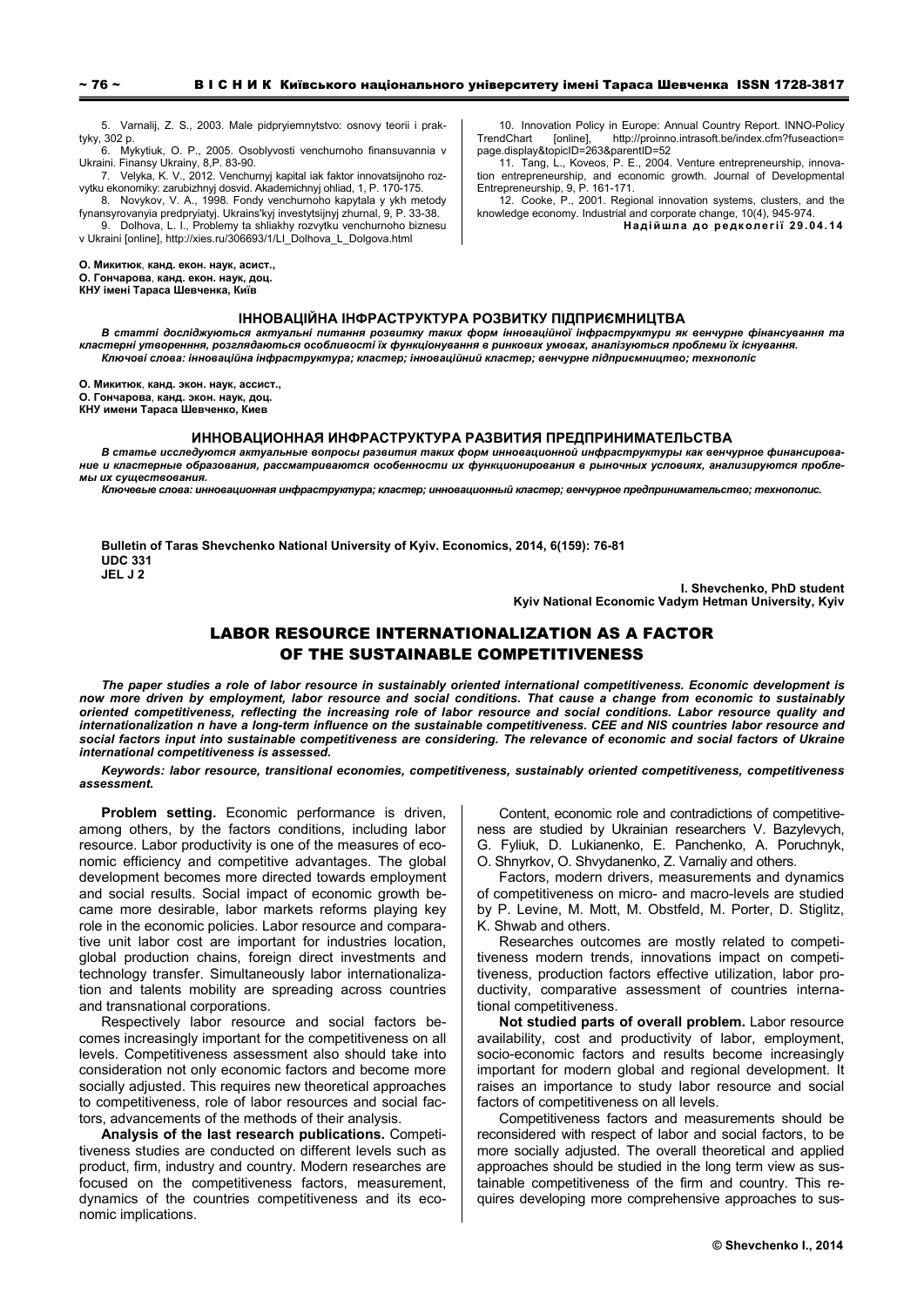5. Varnalij, Z. S., 2003. Male pidpryiemnytstvo: osnovy teorii i praktyky, 302 p.

6. Mykytiuk, O. P., 2005. Osoblyvosti venchurnoho finansuvannia v Ukraini. Finansy Ukrainy, 8,P. 83-90.

7. Velyka, K. V., 2012. Venchurnyj kapital iak faktor innovatsijnoho rozvytku ekonomiky: zarubizhnyj dosvid. Akademichnyj ohliad, 1, P. 170-175.

8. Novykov, V. A., 1998. Fondy venchurnoho kapytala y ykh metody fynansyrovanyia predpryiatyj. Ukrains'kyj investytsijnyj zhurnal, 9, P. 33-38.

9. Dolhova, L. I., Problemy ta shliakhy rozvytku venchurnoho biznesu v Ukraini [online], http://xies.ru/306693/1/LI_Dolhova_L_Dolgova.html

10. Innovation Policy in Europe: Annual Country Report. INNO-Policy TrendChart [online], http://proinno.intrasoft.be/index.cfm?fuseaction=page.display&topicID=263&parentID=52

11. Tang, L., Koveos, P. E., 2004. Venture entrepreneurship, innovation entrepreneurship, and economic growth. Journal of Developmental Entrepreneurship, 9, P. 161-171.

12. Cooke, P., 2001. Regional innovation systems, clusters, and the knowledge economy. Industrial and corporate change, 10(4), 945-974.

**Надійшла до редколегії 29.04.14**

**О. Микитюк**, **канд. екон. наук, асист.,**
**О. Гончарова**, **канд. екон. наук, доц.**
**КНУ імені Тараса Шевченка, Київ**

### ІННОВАЦІЙНА ІНФРАСТРУКТУРА РОЗВИТКУ ПІДПРИЄМНИЦТВА

***В статті досліджуються актуальні питання розвитку таких форм інноваційної інфраструктури як венчурне фінансування та кластерні утворення, розглядаються особливості їх функціонування в ринкових умовах, аналізуються проблеми їх існування.***

***Ключові слова: інноваційна інфраструктура; кластер; інноваційний кластер; венчурне підприємництво; технополіс***

**О. Микитюк**, **канд. экон. наук, ассист.,**
**О. Гончарова**, **канд. экон. наук, доц.**
**КНУ имени Тараса Шевченко, Киев**

### ИННОВАЦИОННАЯ ИНФРАСТРУКТУРА РАЗВИТИЯ ПРЕДПРИНИМАТЕЛЬСТВА

***В статье исследуются актуальные вопросы развития таких форм инновационной инфраструктуры как венчурное финансирование и кластерные образования, рассматриваются особенности их функционирования в рыночных условиях, анализируются проблемы их существования.***

***Ключевые слова: инновационная инфраструктура; кластер; инновационный кластер; венчурное предпринимательство; технополис.***

**Bulletin of Taras Shevchenko National University of Kyiv. Economics, 2014, 6(159): 76-81**
**UDC 331**
**JEL J 2**

**I. Shevchenko, PhD student**
**Kyiv National Economic Vadym Hetman University, Kyiv**

## LABOR RESOURCE INTERNATIONALIZATION AS A FACTOR OF THE SUSTAINABLE COMPETITIVENESS

***The paper studies a role of labor resource in sustainably oriented international competitiveness. Economic development is now more driven by employment, labor resource and social conditions. That cause a change from economic to sustainably oriented competitiveness, reflecting the increasing role of labor resource and social conditions. Labor resource quality and internationalization n have a long-term influence on the sustainable competitiveness. CEE and NIS countries labor resource and social factors input into sustainable competitiveness are considering. The relevance of economic and social factors of Ukraine international competitiveness is assessed.***

***Keywords: labor resource, transitional economies, competitiveness, sustainably oriented competitiveness, competitiveness assessment.***

**Problem setting.** Economic performance is driven, among others, by the factors conditions, including labor resource. Labor productivity is one of the measures of economic efficiency and competitive advantages. The global development becomes more directed towards employment and social results. Social impact of economic growth became more desirable, labor markets reforms playing key role in the economic policies. Labor resource and comparative unit labor cost are important for industries location, global production chains, foreign direct investments and technology transfer. Simultaneously labor internationalization and talents mobility are spreading across countries and transnational corporations.

Respectively labor resource and social factors becomes increasingly important for the competitiveness on all levels. Competitiveness assessment also should take into consideration not only economic factors and become more socially adjusted. This requires new theoretical approaches to competitiveness, role of labor resources and social factors, advancements of the methods of their analysis.

**Analysis of the last research publications.** Competitiveness studies are conducted on different levels such as product, firm, industry and country. Modern researches are focused on the competitiveness factors, measurement, dynamics of the countries competitiveness and its economic implications.

Content, economic role and contradictions of competitiveness are studied by Ukrainian researchers V. Bazylevych, G. Fyliuk, D. Lukianenko, E. Panchenko, A. Poruchnyk, O. Shnyrkov, O. Shvydanenko, Z. Varnaliy and others.

Factors, modern drivers, measurements and dynamics of competitiveness on micro- and macro-levels are studied by P. Levine, M. Mott, M. Obstfeld, M. Porter, D. Stiglitz, K. Shwab and others.

Researches outcomes are mostly related to competitiveness modern trends, innovations impact on competitiveness, production factors effective utilization, labor productivity, comparative assessment of countries international competitiveness.

**Not studied parts of overall problem.** Labor resource availability, cost and productivity of labor, employment, socio-economic factors and results become increasingly important for modern global and regional development. It raises an importance to study labor resource and social factors of competitiveness on all levels.

Competitiveness factors and measurements should be reconsidered with respect of labor and social factors, to be more socially adjusted. The overall theoretical and applied approaches should be studied in the long term view as sustainable competitiveness of the firm and country. This requires developing more comprehensive approaches to sus-

© Shevchenko I., 2014